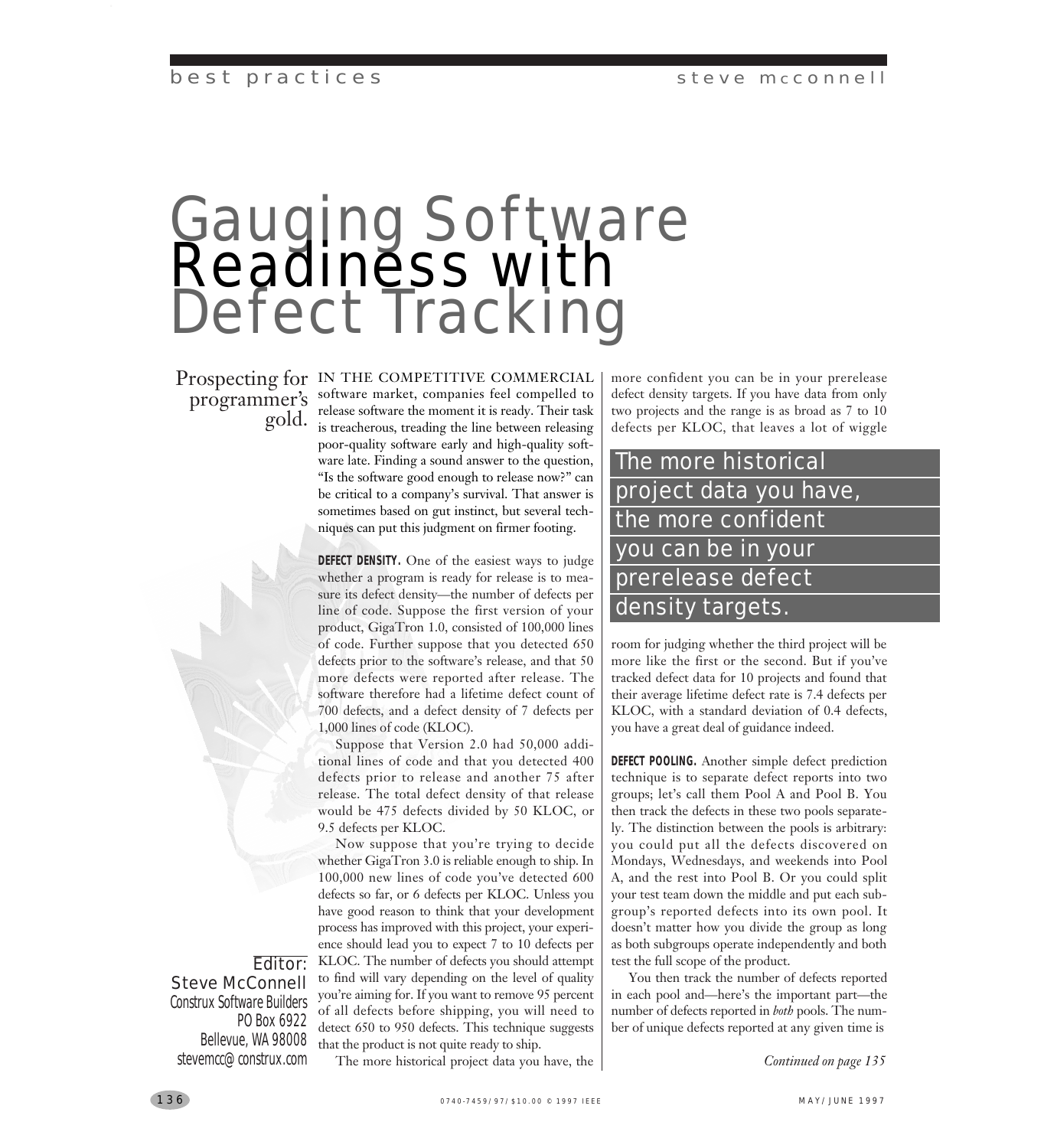# Gauging Software Readiness with Defect Tracking

Prospecting for programmer's gold.

IN THE COMPETITIVE COMMERCIAL software market, companies feel compelled to release software the moment it is ready. Their task is treacherous, treading the line between releasing poor-quality software early and high-quality software late. Finding a sound answer to the question, "Is the software good enough to release now?" can be critical to a company's survival. That answer is sometimes based on gut instinct, but several techniques can put this judgment on firmer footing.

**DEFECT DENSITY.** One of the easiest ways to judge whether a program is ready for release is to measure its defect density—the number of defects per line of code. Suppose the first version of your product, GigaTron 1.0, consisted of 100,000 lines of code. Further suppose that you detected 650 defects prior to the software's release, and that 50 more defects were reported after release. The software therefore had a lifetime defect count of 700 defects, and a defect density of 7 defects per 1,000 lines of code (KLOC).

Suppose that Version 2.0 had 50,000 additional lines of code and that you detected 400 defects prior to release and another 75 after release. The total defect density of that release would be 475 defects divided by 50 KLOC, or 9.5 defects per KLOC.

Now suppose that you're trying to decide whether GigaTron 3.0 is reliable enough to ship. In 100,000 new lines of code you've detected 600 defects so far, or 6 defects per KLOC. Unless you have good reason to think that your development process has improved with this project, your experience should lead you to expect 7 to 10 defects per KLOC. The number of defects you should attempt to find will vary depending on the level of quality you're aiming for. If you want to remove 95 percent of all defects before shipping, you will need to detect 650 to 950 defects. This technique suggests that the product is not quite ready to ship.

The more historical project data you have, the more confident you can be in your prerelease defect density targets. If you have data from only two projects and the range is as broad as 7 to 10 defects per KLOC, that leaves a lot of wiggle room for judging whether the third project will be more like the first or the second. But if you've tracked defect data for 10 projects and found that their average lifetime defect rate is 7.4 defects per KLOC, with a standard deviation of 0.4 defects, you have a great deal of guidance indeed.

> The more historical project data you have, the more confident you can be in your prerelease defect density targets.

**DEFECT POOLING.** Another simple defect prediction technique is to separate defect reports into two groups; let's call them Pool A and Pool B. You then track the defects in these two pools separately. The distinction between the pools is arbitrary: you could put all the defects discovered on Mondays, Wednesdays, and weekends into Pool A, and the rest into Pool B. Or you could split your test team down the middle and put each subgroup's reported defects into its own pool. It doesn't matter how you divide the group as long as both subgroups operate independently and both test the full scope of the product.

You then track the number of defects reported in each pool and—here's the important part—the number of defects reported in *both* pools. The number of unique defects reported at any given time is

*Continued on page 135*

Editor: Steve McConnell
Construx Software Builders
PO Box 6922
Bellevue, WA 98008
stevemcc@construx.com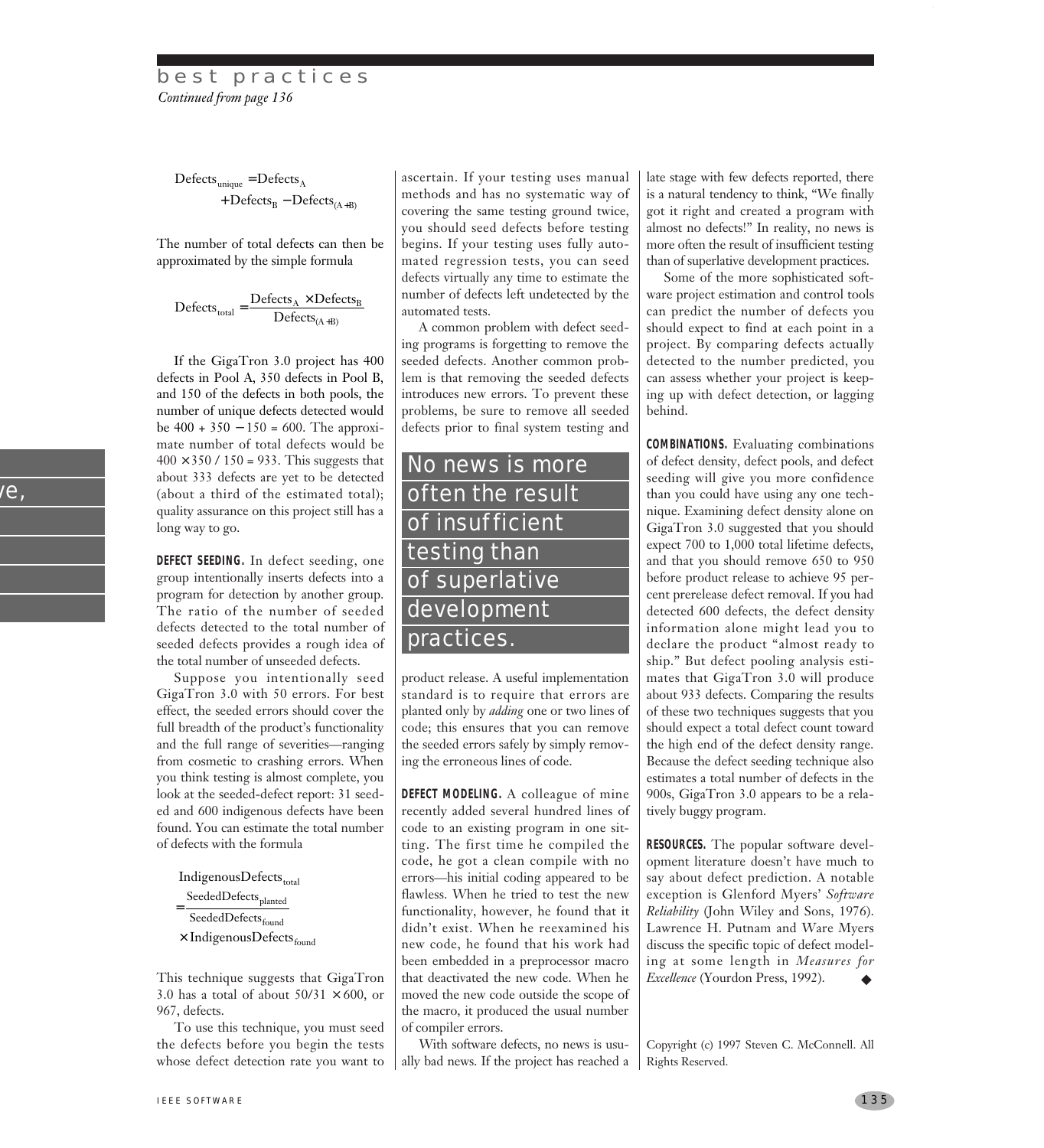*Continued from page 136*

$$\text{Defects}_{\text{unique}} = \text{Defects}_{A} + \text{Defects}_{B} - \text{Defects}_{(A+B)}$$

The number of total defects can then be approximated by the simple formula

$$\text{Defects}_{\text{total}} = \frac{\text{Defects}_{A} \times \text{Defects}_{B}}{\text{Defects}_{(A+B)}}$$

If the GigaTron 3.0 project has 400 defects in Pool A, 350 defects in Pool B, and 150 of the defects in both pools, the number of unique defects detected would be 400 + 350 − 150 = 600. The approximate number of total defects would be 400 × 350 / 150 = 933. This suggests that about 333 defects are yet to be detected (about a third of the estimated total); quality assurance on this project still has a long way to go.

**DEFECT SEEDING.** In defect seeding, one group intentionally inserts defects into a program for detection by another group. The ratio of the number of seeded defects detected to the total number of seeded defects provides a rough idea of the total number of unseeded defects.

Suppose you intentionally seed GigaTron 3.0 with 50 errors. For best effect, the seeded errors should cover the full breadth of the product's functionality and the full range of severities—ranging from cosmetic to crashing errors. When you think testing is almost complete, you look at the seeded-defect report: 31 seeded and 600 indigenous defects have been found. You can estimate the total number of defects with the formula

$$\text{IndigenousDefects}_{\text{total}} = \frac{\text{SeededDefects}_{\text{planted}}}{\text{SeededDefects}_{\text{found}}} \times \text{IndigenousDefects}_{\text{found}}$$

This technique suggests that GigaTron 3.0 has a total of about 50/31 × 600, or 967, defects.

To use this technique, you must seed the defects before you begin the tests whose defect detection rate you want to ascertain. If your testing uses manual methods and has no systematic way of covering the same testing ground twice, you should seed defects before testing begins. If your testing uses fully automated regression tests, you can seed defects virtually any time to estimate the number of defects left undetected by the automated tests.

A common problem with defect seeding programs is forgetting to remove the seeded defects. Another common problem is that removing the seeded defects introduces new errors. To prevent these problems, be sure to remove all seeded defects prior to final system testing and product release. A useful implementation standard is to require that errors are planted only by *adding* one or two lines of code; this ensures that you can remove the seeded errors safely by simply removing the erroneous lines of code.

> No news is more often the result of insufficient testing than of superlative development practices.

**DEFECT MODELING.** A colleague of mine recently added several hundred lines of code to an existing program in one sitting. The first time he compiled the code, he got a clean compile with no errors—his initial coding appeared to be flawless. When he tried to test the new functionality, however, he found that it didn't exist. When he reexamined his new code, he found that his work had been embedded in a preprocessor macro that deactivated the new code. When he moved the new code outside the scope of the macro, it produced the usual number of compiler errors.

With software defects, no news is usually bad news. If the project has reached a late stage with few defects reported, there is a natural tendency to think, "We finally got it right and created a program with almost no defects!" In reality, no news is more often the result of insufficient testing than of superlative development practices.

Some of the more sophisticated software project estimation and control tools can predict the number of defects you should expect to find at each point in a project. By comparing defects actually detected to the number predicted, you can assess whether your project is keeping up with defect detection, or lagging behind.

**COMBINATIONS.** Evaluating combinations of defect density, defect pools, and defect seeding will give you more confidence than you could have using any one technique. Examining defect density alone on GigaTron 3.0 suggested that you should expect 700 to 1,000 total lifetime defects, and that you should remove 650 to 950 before product release to achieve 95 percent prerelease defect removal. If you had detected 600 defects, the defect density information alone might lead you to declare the product "almost ready to ship." But defect pooling analysis estimates that GigaTron 3.0 will produce about 933 defects. Comparing the results of these two techniques suggests that you should expect a total defect count toward the high end of the defect density range. Because the defect seeding technique also estimates a total number of defects in the 900s, GigaTron 3.0 appears to be a relatively buggy program.

**RESOURCES.** The popular software development literature doesn't have much to say about defect prediction. A notable exception is Glenford Myers' *Software Reliability* (John Wiley and Sons, 1976). Lawrence H. Putnam and Ware Myers discuss the specific topic of defect modeling at some length in *Measures for Excellence* (Yourdon Press, 1992). ◆

Copyright (c) 1997 Steven C. McConnell. All Rights Reserved.